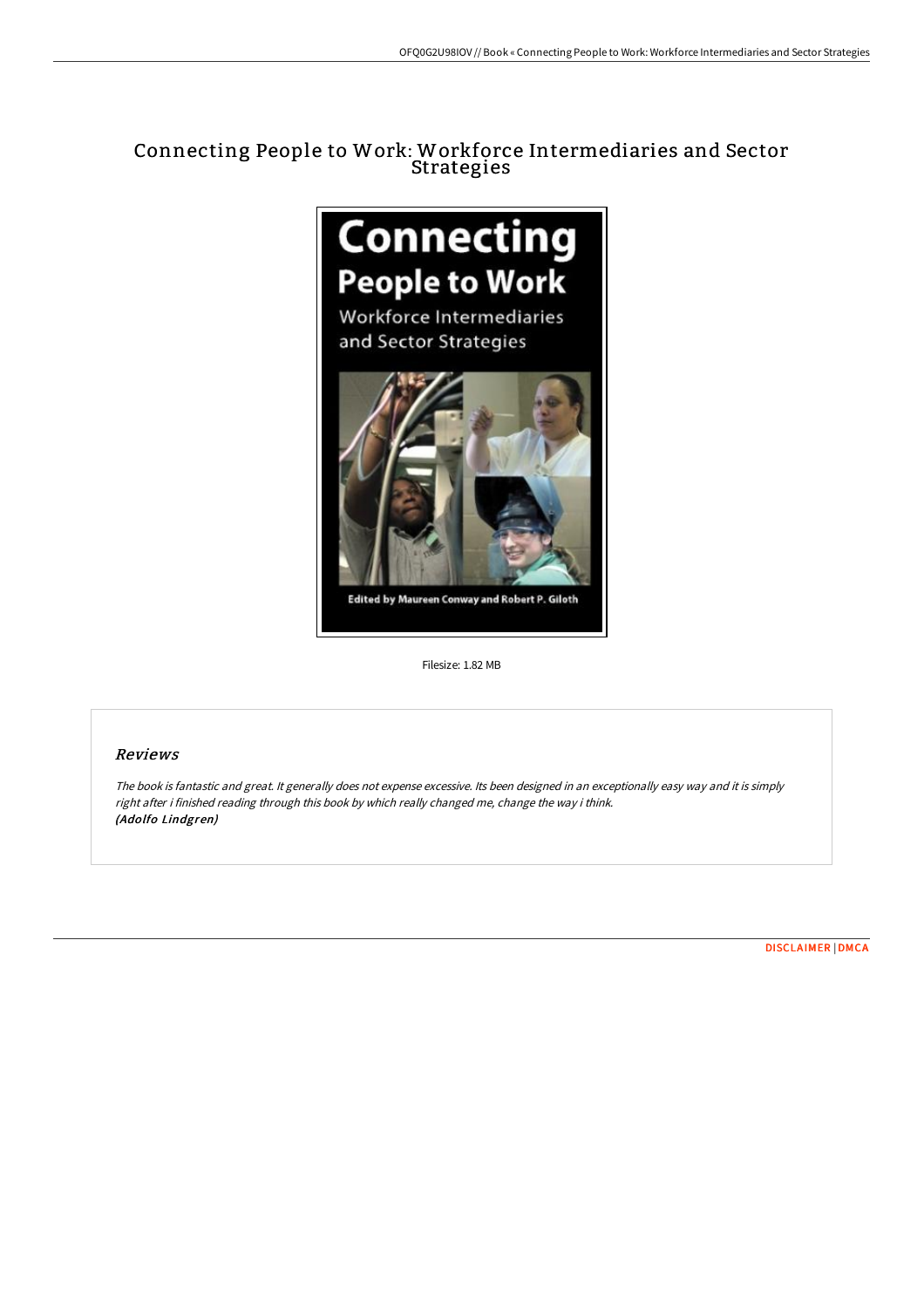# Connecting People to Work: Workforce Intermediaries and Sector Strategies

Filesize: 1.82 MB

## Reviews

*The book is fantastic and great. It generally does not expense excessive. Its been designed in an exceptionally easy way and it is simply right after i finished reading through this book by which really changed me, change the way i think.*
***(Adolfo Lindgren)***

DISCLAIMER | DMCA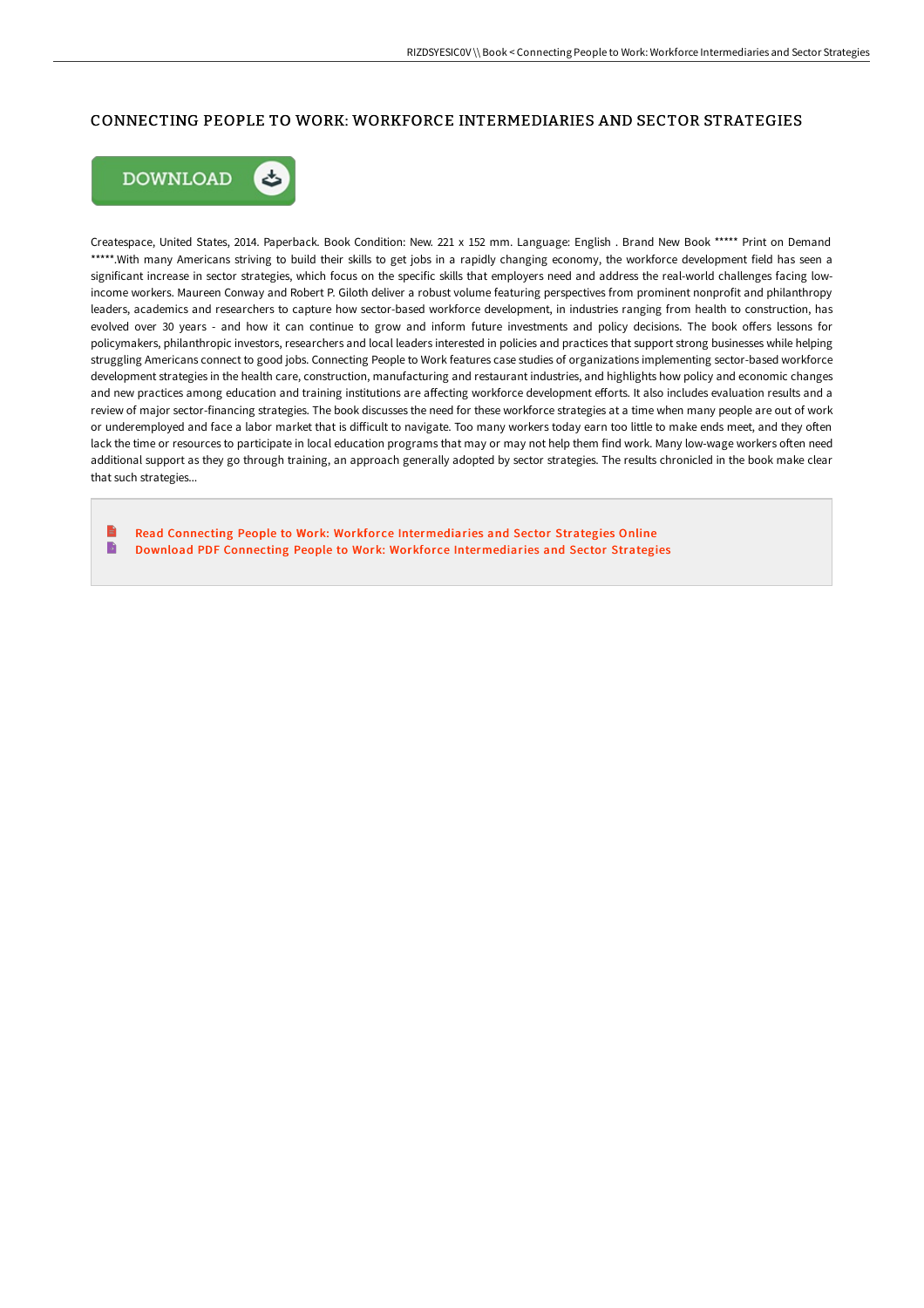# CONNECTING PEOPLE TO WORK: WORKFORCE INTERMEDIARIES AND SECTOR STRATEGIES

DOWNLOAD

Createspace, United States, 2014. Paperback. Book Condition: New. 221 x 152 mm. Language: English . Brand New Book ***** Print on Demand *****.With many Americans striving to build their skills to get jobs in a rapidly changing economy, the workforce development field has seen a significant increase in sector strategies, which focus on the specific skills that employers need and address the real-world challenges facing low-income workers. Maureen Conway and Robert P. Giloth deliver a robust volume featuring perspectives from prominent nonprofit and philanthropy leaders, academics and researchers to capture how sector-based workforce development, in industries ranging from health to construction, has evolved over 30 years - and how it can continue to grow and inform future investments and policy decisions. The book offers lessons for policymakers, philanthropic investors, researchers and local leaders interested in policies and practices that support strong businesses while helping struggling Americans connect to good jobs. Connecting People to Work features case studies of organizations implementing sector-based workforce development strategies in the health care, construction, manufacturing and restaurant industries, and highlights how policy and economic changes and new practices among education and training institutions are affecting workforce development efforts. It also includes evaluation results and a review of major sector-financing strategies. The book discusses the need for these workforce strategies at a time when many people are out of work or underemployed and face a labor market that is difficult to navigate. Too many workers today earn too little to make ends meet, and they often lack the time or resources to participate in local education programs that may or may not help them find work. Many low-wage workers often need additional support as they go through training, an approach generally adopted by sector strategies. The results chronicled in the book make clear that such strategies...

- Read Connecting People to Work: Workforce Intermediaries and Sector Strategies Online
- Download PDF Connecting People to Work: Workforce Intermediaries and Sector Strategies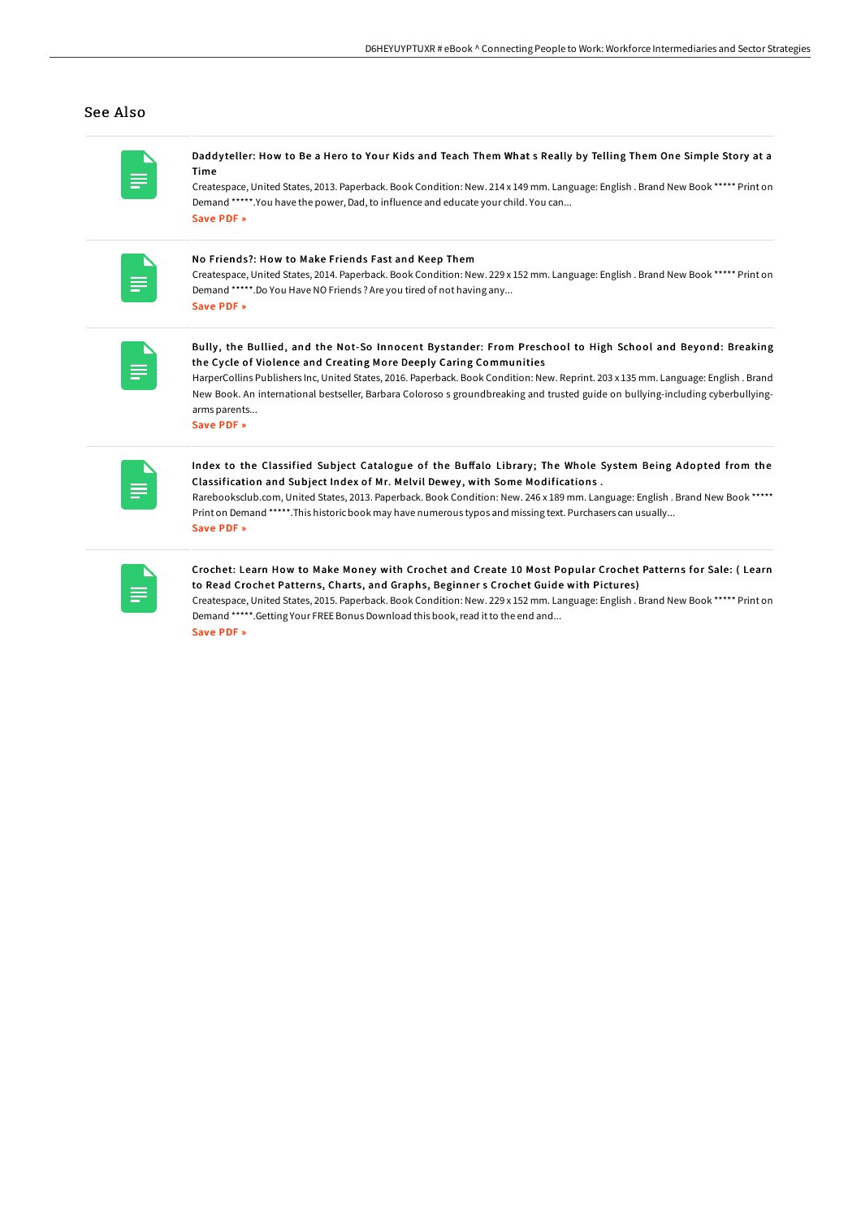## See Also

**Daddyteller: How to Be a Hero to Your Kids and Teach Them What s Really by Telling Them One Simple Story at a Time**

Createspace, United States, 2013. Paperback. Book Condition: New. 214 x 149 mm. Language: English . Brand New Book ***** Print on Demand *****.You have the power, Dad, to influence and educate your child. You can...

Save PDF »

**No Friends?: How to Make Friends Fast and Keep Them**

Createspace, United States, 2014. Paperback. Book Condition: New. 229 x 152 mm. Language: English . Brand New Book ***** Print on Demand *****.Do You Have NO Friends ? Are you tired of not having any...

Save PDF »

**Bully, the Bullied, and the Not-So Innocent Bystander: From Preschool to High School and Beyond: Breaking the Cycle of Violence and Creating More Deeply Caring Communities**

HarperCollins Publishers Inc, United States, 2016. Paperback. Book Condition: New. Reprint. 203 x 135 mm. Language: English . Brand New Book. An international bestseller, Barbara Coloroso s groundbreaking and trusted guide on bullying-including cyberbullying-arms parents...

Save PDF »

**Index to the Classified Subject Catalogue of the Buffalo Library; The Whole System Being Adopted from the Classification and Subject Index of Mr. Melvil Dewey, with Some Modifications .**

Rarebooksclub.com, United States, 2013. Paperback. Book Condition: New. 246 x 189 mm. Language: English . Brand New Book ***** Print on Demand *****.This historic book may have numerous typos and missing text. Purchasers can usually...

Save PDF »

**Crochet: Learn How to Make Money with Crochet and Create 10 Most Popular Crochet Patterns for Sale: ( Learn to Read Crochet Patterns, Charts, and Graphs, Beginner s Crochet Guide with Pictures)**

Createspace, United States, 2015. Paperback. Book Condition: New. 229 x 152 mm. Language: English . Brand New Book ***** Print on Demand *****.Getting Your FREE Bonus Download this book, read it to the end and...

Save PDF »